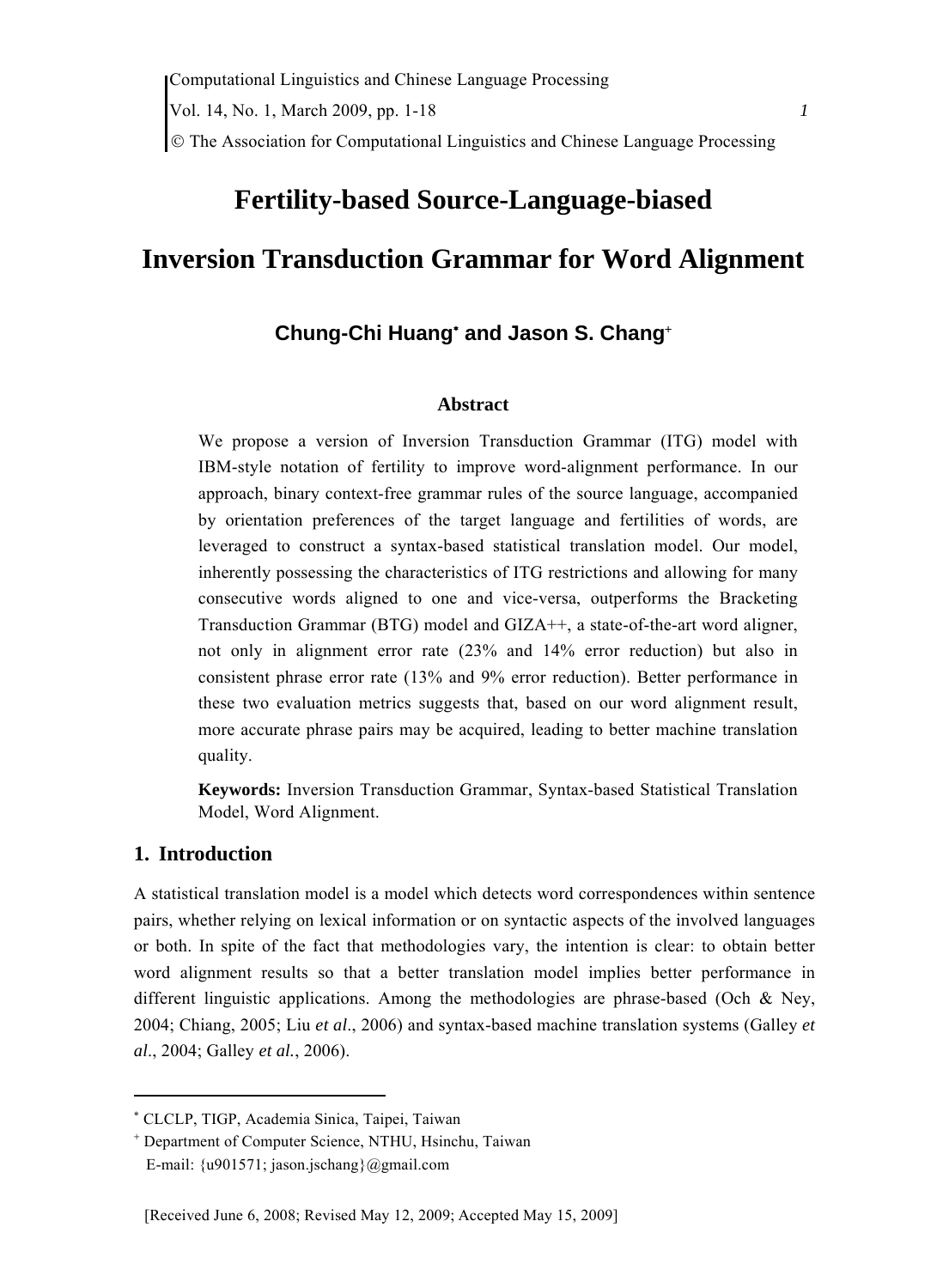# Fertility-based Source-Language-biased Inversion Transduction Grammar for Word Alignment

**Chung-Chi Huang[*] and Jason S. Chang[+]**

## Abstract

We propose a version of Inversion Transduction Grammar (ITG) model with IBM-style notation of fertility to improve word-alignment performance. In our approach, binary context-free grammar rules of the source language, accompanied by orientation preferences of the target language and fertilities of words, are leveraged to construct a syntax-based statistical translation model. Our model, inherently possessing the characteristics of ITG restrictions and allowing for many consecutive words aligned to one and vice-versa, outperforms the Bracketing Transduction Grammar (BTG) model and GIZA++, a state-of-the-art word aligner, not only in alignment error rate (23% and 14% error reduction) but also in consistent phrase error rate (13% and 9% error reduction). Better performance in these two evaluation metrics suggests that, based on our word alignment result, more accurate phrase pairs may be acquired, leading to better machine translation quality.

**Keywords:** Inversion Transduction Grammar, Syntax-based Statistical Translation Model, Word Alignment.

## 1. Introduction

A statistical translation model is a model which detects word correspondences within sentence pairs, whether relying on lexical information or on syntactic aspects of the involved languages or both. In spite of the fact that methodologies vary, the intention is clear: to obtain better word alignment results so that a better translation model implies better performance in different linguistic applications. Among the methodologies are phrase-based (Och & Ney, 2004; Chiang, 2005; Liu *et al*., 2006) and syntax-based machine translation systems (Galley *et al*., 2004; Galley *et al.*, 2006).

---

[*] CLCLP, TIGP, Academia Sinica, Taipei, Taiwan

[+] Department of Computer Science, NTHU, Hsinchu, Taiwan
E-mail: {u901571; jason.jschang}@gmail.com

[Received June 6, 2008; Revised May 12, 2009; Accepted May 15, 2009]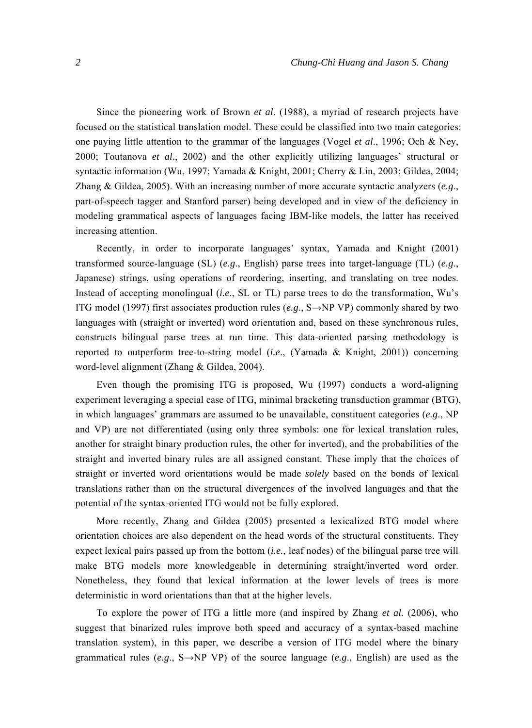Since the pioneering work of Brown *et al*. (1988), a myriad of research projects have focused on the statistical translation model. These could be classified into two main categories: one paying little attention to the grammar of the languages (Vogel *et al*., 1996; Och & Ney, 2000; Toutanova *et al*., 2002) and the other explicitly utilizing languages' structural or syntactic information (Wu, 1997; Yamada & Knight, 2001; Cherry & Lin, 2003; Gildea, 2004; Zhang & Gildea, 2005). With an increasing number of more accurate syntactic analyzers (*e.g*., part-of-speech tagger and Stanford parser) being developed and in view of the deficiency in modeling grammatical aspects of languages facing IBM-like models, the latter has received increasing attention.

Recently, in order to incorporate languages' syntax, Yamada and Knight (2001) transformed source-language (SL) (*e.g*., English) parse trees into target-language (TL) (*e.g*., Japanese) strings, using operations of reordering, inserting, and translating on tree nodes. Instead of accepting monolingual (*i.e*., SL or TL) parse trees to do the transformation, Wu's ITG model (1997) first associates production rules (*e.g*., S→NP VP) commonly shared by two languages with (straight or inverted) word orientation and, based on these synchronous rules, constructs bilingual parse trees at run time. This data-oriented parsing methodology is reported to outperform tree-to-string model (*i.e*., (Yamada & Knight, 2001)) concerning word-level alignment (Zhang & Gildea, 2004).

Even though the promising ITG is proposed, Wu (1997) conducts a word-aligning experiment leveraging a special case of ITG, minimal bracketing transduction grammar (BTG), in which languages' grammars are assumed to be unavailable, constituent categories (*e.g*., NP and VP) are not differentiated (using only three symbols: one for lexical translation rules, another for straight binary production rules, the other for inverted), and the probabilities of the straight and inverted binary rules are all assigned constant. These imply that the choices of straight or inverted word orientations would be made *solely* based on the bonds of lexical translations rather than on the structural divergences of the involved languages and that the potential of the syntax-oriented ITG would not be fully explored.

More recently, Zhang and Gildea (2005) presented a lexicalized BTG model where orientation choices are also dependent on the head words of the structural constituents. They expect lexical pairs passed up from the bottom (*i.e.*, leaf nodes) of the bilingual parse tree will make BTG models more knowledgeable in determining straight/inverted word order. Nonetheless, they found that lexical information at the lower levels of trees is more deterministic in word orientations than that at the higher levels.

To explore the power of ITG a little more (and inspired by Zhang *et al*. (2006), who suggest that binarized rules improve both speed and accuracy of a syntax-based machine translation system), in this paper, we describe a version of ITG model where the binary grammatical rules (*e.g*., S→NP VP) of the source language (*e.g*., English) are used as the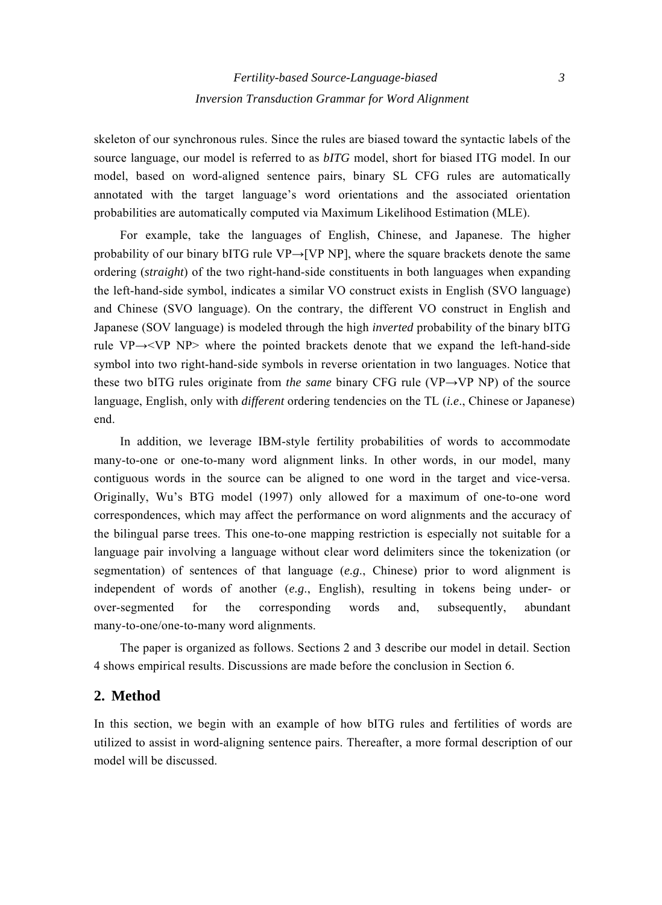skeleton of our synchronous rules. Since the rules are biased toward the syntactic labels of the source language, our model is referred to as *bITG* model, short for biased ITG model. In our model, based on word-aligned sentence pairs, binary SL CFG rules are automatically annotated with the target language's word orientations and the associated orientation probabilities are automatically computed via Maximum Likelihood Estimation (MLE).

For example, take the languages of English, Chinese, and Japanese. The higher probability of our binary bITG rule VP→[VP NP], where the square brackets denote the same ordering (*straight*) of the two right-hand-side constituents in both languages when expanding the left-hand-side symbol, indicates a similar VO construct exists in English (SVO language) and Chinese (SVO language). On the contrary, the different VO construct in English and Japanese (SOV language) is modeled through the high *inverted* probability of the binary bITG rule VP→<VP NP> where the pointed brackets denote that we expand the left-hand-side symbol into two right-hand-side symbols in reverse orientation in two languages. Notice that these two bITG rules originate from *the same* binary CFG rule (VP→VP NP) of the source language, English, only with *different* ordering tendencies on the TL (*i.e*., Chinese or Japanese) end.

In addition, we leverage IBM-style fertility probabilities of words to accommodate many-to-one or one-to-many word alignment links. In other words, in our model, many contiguous words in the source can be aligned to one word in the target and vice-versa. Originally, Wu's BTG model (1997) only allowed for a maximum of one-to-one word correspondences, which may affect the performance on word alignments and the accuracy of the bilingual parse trees. This one-to-one mapping restriction is especially not suitable for a language pair involving a language without clear word delimiters since the tokenization (or segmentation) of sentences of that language (*e.g*., Chinese) prior to word alignment is independent of words of another (*e.g*., English), resulting in tokens being under- or over-segmented for the corresponding words and, subsequently, abundant many-to-one/one-to-many word alignments.

The paper is organized as follows. Sections 2 and 3 describe our model in detail. Section 4 shows empirical results. Discussions are made before the conclusion in Section 6.

## 2. Method

In this section, we begin with an example of how bITG rules and fertilities of words are utilized to assist in word-aligning sentence pairs. Thereafter, a more formal description of our model will be discussed.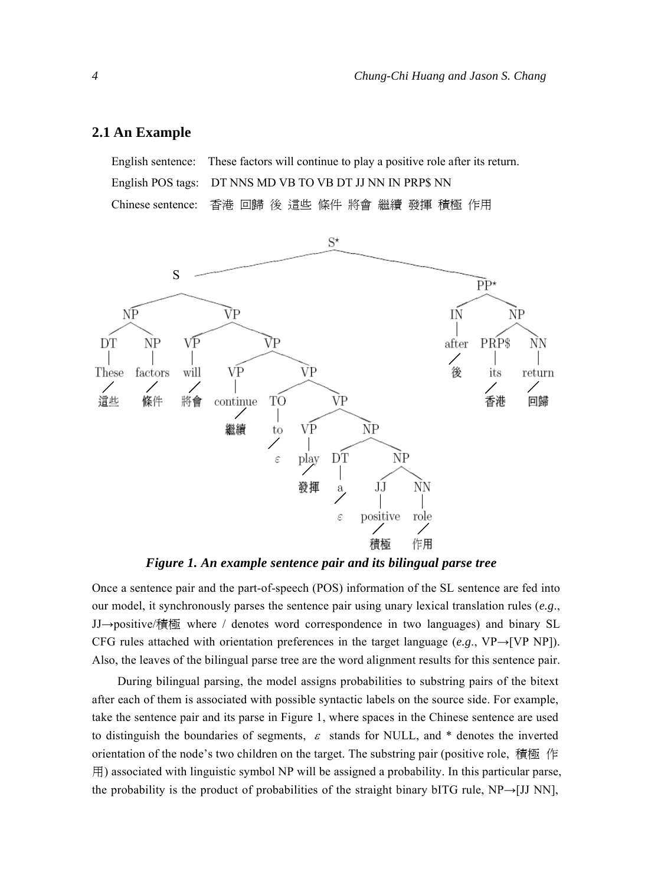## 2.1 An Example

English sentence: These factors will continue to play a positive role after its return.

English POS tags: DT NNS MD VB TO VB DT JJ NN IN PRP$ NN

Chinese sentence: 香港 回歸 後 這些 條件 將會 繼續 發揮 積極 作用

*Figure 1. An example sentence pair and its bilingual parse tree*

Once a sentence pair and the part-of-speech (POS) information of the SL sentence are fed into our model, it synchronously parses the sentence pair using unary lexical translation rules (*e.g.*, JJ→positive/積極 where / denotes word correspondence in two languages) and binary SL CFG rules attached with orientation preferences in the target language (*e.g.*, VP→[VP NP]). Also, the leaves of the bilingual parse tree are the word alignment results for this sentence pair.

During bilingual parsing, the model assigns probabilities to substring pairs of the bitext after each of them is associated with possible syntactic labels on the source side. For example, take the sentence pair and its parse in Figure 1, where spaces in the Chinese sentence are used to distinguish the boundaries of segments, $\varepsilon$ stands for NULL, and * denotes the inverted orientation of the node's two children on the target. The substring pair (positive role, 積極 作用) associated with linguistic symbol NP will be assigned a probability. In this particular parse, the probability is the product of probabilities of the straight binary bITG rule, NP→[JJ NN],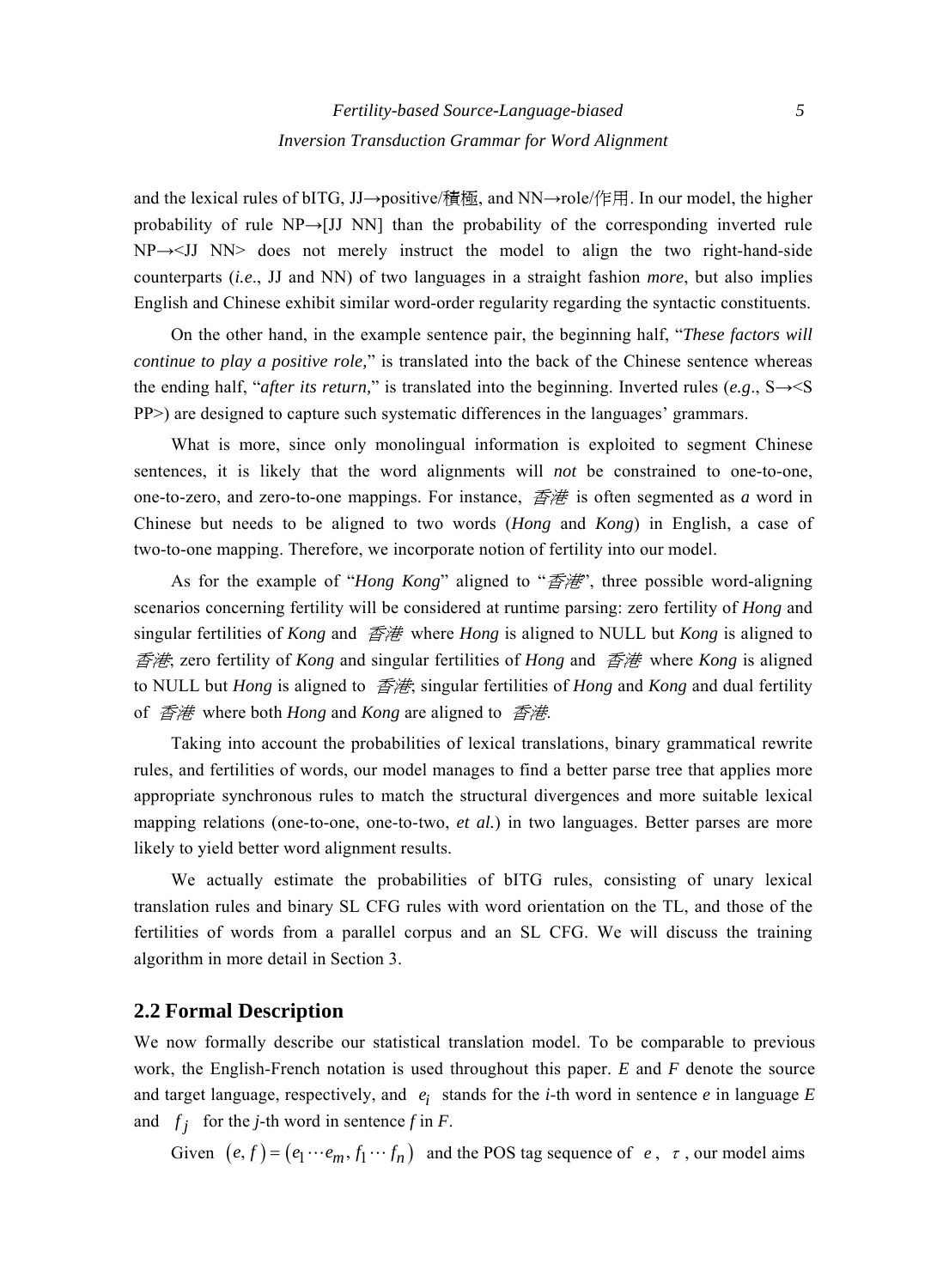and the lexical rules of bITG, JJ→positive/積極, and NN→role/作用. In our model, the higher probability of rule NP→[JJ NN] than the probability of the corresponding inverted rule NP→<JJ NN> does not merely instruct the model to align the two right-hand-side counterparts (*i.e*., JJ and NN) of two languages in a straight fashion *more*, but also implies English and Chinese exhibit similar word-order regularity regarding the syntactic constituents.

On the other hand, in the example sentence pair, the beginning half, "*These factors will continue to play a positive role,*" is translated into the back of the Chinese sentence whereas the ending half, "*after its return,*" is translated into the beginning. Inverted rules (*e.g*., S→<S PP>) are designed to capture such systematic differences in the languages' grammars.

What is more, since only monolingual information is exploited to segment Chinese sentences, it is likely that the word alignments will *not* be constrained to one-to-one, one-to-zero, and zero-to-one mappings. For instance, 香港 is often segmented as *a* word in Chinese but needs to be aligned to two words (*Hong* and *Kong*) in English, a case of two-to-one mapping. Therefore, we incorporate notion of fertility into our model.

As for the example of "*Hong Kong*" aligned to "香港", three possible word-aligning scenarios concerning fertility will be considered at runtime parsing: zero fertility of *Hong* and singular fertilities of *Kong* and 香港 where *Hong* is aligned to NULL but *Kong* is aligned to 香港; zero fertility of *Kong* and singular fertilities of *Hong* and 香港 where *Kong* is aligned to NULL but *Hong* is aligned to 香港; singular fertilities of *Hong* and *Kong* and dual fertility of 香港 where both *Hong* and *Kong* are aligned to 香港.

Taking into account the probabilities of lexical translations, binary grammatical rewrite rules, and fertilities of words, our model manages to find a better parse tree that applies more appropriate synchronous rules to match the structural divergences and more suitable lexical mapping relations (one-to-one, one-to-two, *et al.*) in two languages. Better parses are more likely to yield better word alignment results.

We actually estimate the probabilities of bITG rules, consisting of unary lexical translation rules and binary SL CFG rules with word orientation on the TL, and those of the fertilities of words from a parallel corpus and an SL CFG. We will discuss the training algorithm in more detail in Section 3.

## 2.2 Formal Description

We now formally describe our statistical translation model. To be comparable to previous work, the English-French notation is used throughout this paper. *E* and *F* denote the source and target language, respectively, and $e_i$ stands for the *i*-th word in sentence *e* in language *E* and $f_j$ for the *j*-th word in sentence *f* in *F*.

Given $(e, f) = (e_1 \cdots e_m, f_1 \cdots f_n)$ and the POS tag sequence of $e$, $\tau$, our model aims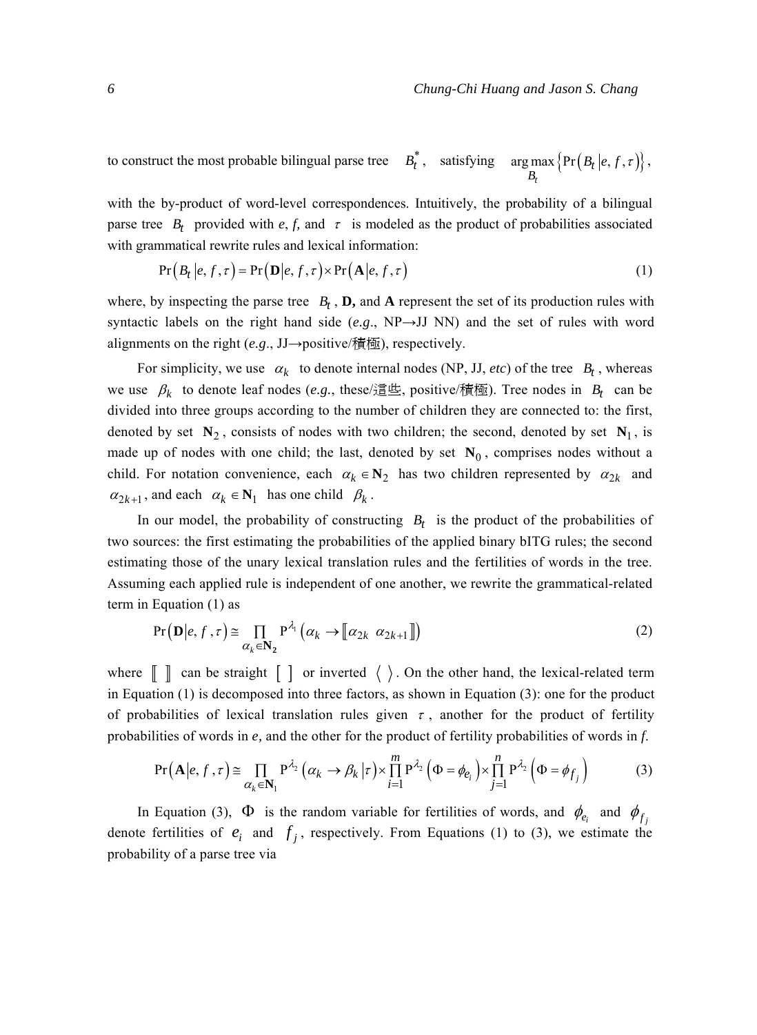to construct the most probable bilingual parse tree $B_t^*$, satisfying $\arg\max_{B_t} \{\Pr(B_t | e, f, \tau)\}$, with the by-product of word-level correspondences. Intuitively, the probability of a bilingual parse tree $B_t$ provided with *e*, *f*, and $\tau$ is modeled as the product of probabilities associated with grammatical rewrite rules and lexical information:

$$\Pr(B_t | e, f, \tau) = \Pr(\mathbf{D} | e, f, \tau) \times \Pr(\mathbf{A} | e, f, \tau) \tag{1}$$

where, by inspecting the parse tree $B_t$, **D,** and **A** represent the set of its production rules with syntactic labels on the right hand side (*e.g*., NP→JJ NN) and the set of rules with word alignments on the right (*e.g*., JJ→positive/積極), respectively.

For simplicity, we use $\alpha_k$ to denote internal nodes (NP, JJ, *etc*) of the tree $B_t$, whereas we use $\beta_k$ to denote leaf nodes (*e.g.*, these/這些, positive/積極). Tree nodes in $B_t$ can be divided into three groups according to the number of children they are connected to: the first, denoted by set $\mathbf{N}_2$, consists of nodes with two children; the second, denoted by set $\mathbf{N}_1$, is made up of nodes with one child; the last, denoted by set $\mathbf{N}_0$, comprises nodes without a child. For notation convenience, each $\alpha_k \in \mathbf{N}_2$ has two children represented by $\alpha_{2k}$ and $\alpha_{2k+1}$, and each $\alpha_k \in \mathbf{N}_1$ has one child $\beta_k$.

In our model, the probability of constructing $B_t$ is the product of the probabilities of two sources: the first estimating the probabilities of the applied binary bITG rules; the second estimating those of the unary lexical translation rules and the fertilities of words in the tree. Assuming each applied rule is independent of one another, we rewrite the grammatical-related term in Equation (1) as

$$\Pr(\mathbf{D} | e, f, \tau) \cong \prod_{\alpha_k \in \mathbf{N_2}} \mathrm{P}^{\lambda_1}\left(\alpha_k \to [\![\alpha_{2k} \;\; \alpha_{2k+1}]\!]\right) \tag{2}$$

where $[\![\;\;]\!]$ can be straight $[\;\;]$ or inverted $\langle\;\;\rangle$. On the other hand, the lexical-related term in Equation (1) is decomposed into three factors, as shown in Equation (3): one for the product of probabilities of lexical translation rules given $\tau$, another for the product of fertility probabilities of words in *e*, and the other for the product of fertility probabilities of words in *f*.

$$\Pr(\mathbf{A} | e, f, \tau) \cong \prod_{\alpha_k \in \mathbf{N}_1} \mathrm{P}^{\lambda_2}\left(\alpha_k \to \beta_k | \tau\right) \times \prod_{i=1}^{m} \mathrm{P}^{\lambda_2}\left(\Phi = \phi_{e_i}\right) \times \prod_{j=1}^{n} \mathrm{P}^{\lambda_2}\left(\Phi = \phi_{f_j}\right) \tag{3}$$

In Equation (3), $\Phi$ is the random variable for fertilities of words, and $\phi_{e_i}$ and $\phi_{f_j}$ denote fertilities of $e_i$ and $f_j$, respectively. From Equations (1) to (3), we estimate the probability of a parse tree via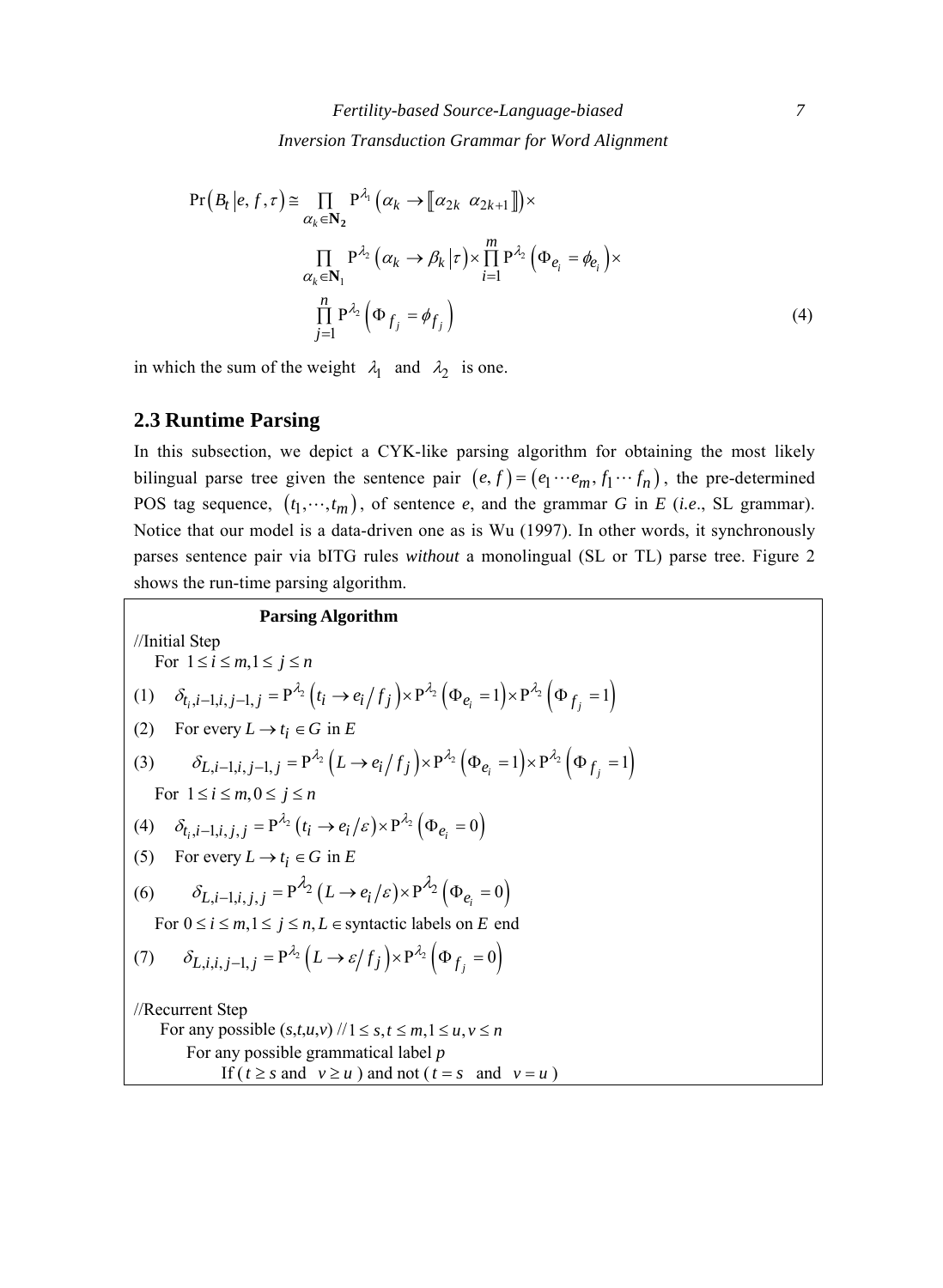$$\Pr\left(B_t \middle| e, f, \tau\right) \cong \prod_{\alpha_k \in \mathbf{N_2}} \mathrm{P}^{\lambda_1}\left(\alpha_k \to [\![\alpha_{2k} \;\; \alpha_{2k+1}]\!]\right) \times \prod_{\alpha_k \in \mathbf{N}_1} \mathrm{P}^{\lambda_2}\left(\alpha_k \to \beta_k \middle| \tau\right) \times \prod_{i=1}^{m} \mathrm{P}^{\lambda_2}\left(\Phi_{e_i} = \phi_{e_i}\right) \times \prod_{j=1}^{n} \mathrm{P}^{\lambda_2}\left(\Phi_{f_j} = \phi_{f_j}\right) \tag{4}$$

in which the sum of the weight $\lambda_1$ and $\lambda_2$ is one.

## 2.3 Runtime Parsing

In this subsection, we depict a CYK-like parsing algorithm for obtaining the most likely bilingual parse tree given the sentence pair $(e, f) = (e_1 \cdots e_m, f_1 \cdots f_n)$, the pre-determined POS tag sequence, $(t_1, \cdots, t_m)$, of sentence *e*, and the grammar *G* in *E* (*i.e.*, SL grammar). Notice that our model is a data-driven one as is Wu (1997). In other words, it synchronously parses sentence pair via bITG rules *without* a monolingual (SL or TL) parse tree. Figure 2 shows the run-time parsing algorithm.

**Parsing Algorithm**

//Initial Step

For $1 \le i \le m, 1 \le j \le n$

(1) $\delta_{t_i, i-1, i, j-1, j} = \mathrm{P}^{\lambda_2}\left(t_i \to e_i / f_j\right) \times \mathrm{P}^{\lambda_2}\left(\Phi_{e_i} = 1\right) \times \mathrm{P}^{\lambda_2}\left(\Phi_{f_j} = 1\right)$

(2) For every $L \to t_i \in G$ in *E*

(3) $\delta_{L, i-1, i, j-1, j} = \mathrm{P}^{\lambda_2}\left(L \to e_i / f_j\right) \times \mathrm{P}^{\lambda_2}\left(\Phi_{e_i} = 1\right) \times \mathrm{P}^{\lambda_2}\left(\Phi_{f_j} = 1\right)$

For $1 \le i \le m, 0 \le j \le n$

(4) $\delta_{t_i, i-1, i, j, j} = \mathrm{P}^{\lambda_2}\left(t_i \to e_i / \varepsilon\right) \times \mathrm{P}^{\lambda_2}\left(\Phi_{e_i} = 0\right)$

(5) For every $L \to t_i \in G$ in *E*

(6) $\delta_{L, i-1, i, j, j} = \mathrm{P}^{\lambda_2}\left(L \to e_i / \varepsilon\right) \times \mathrm{P}^{\lambda_2}\left(\Phi_{e_i} = 0\right)$

For $0 \le i \le m, 1 \le j \le n, L \in$ syntactic labels on *E* end

(7) $\delta_{L, i, i, j-1, j} = \mathrm{P}^{\lambda_2}\left(L \to \varepsilon / f_j\right) \times \mathrm{P}^{\lambda_2}\left(\Phi_{f_j} = 0\right)$

//Recurrent Step

For any possible $(s,t,u,v)$ // $1 \le s, t \le m, 1 \le u, v \le n$

For any possible grammatical label *p*

If ( $t \ge s$ and $v \ge u$ ) and not ( $t = s$ and $v = u$ )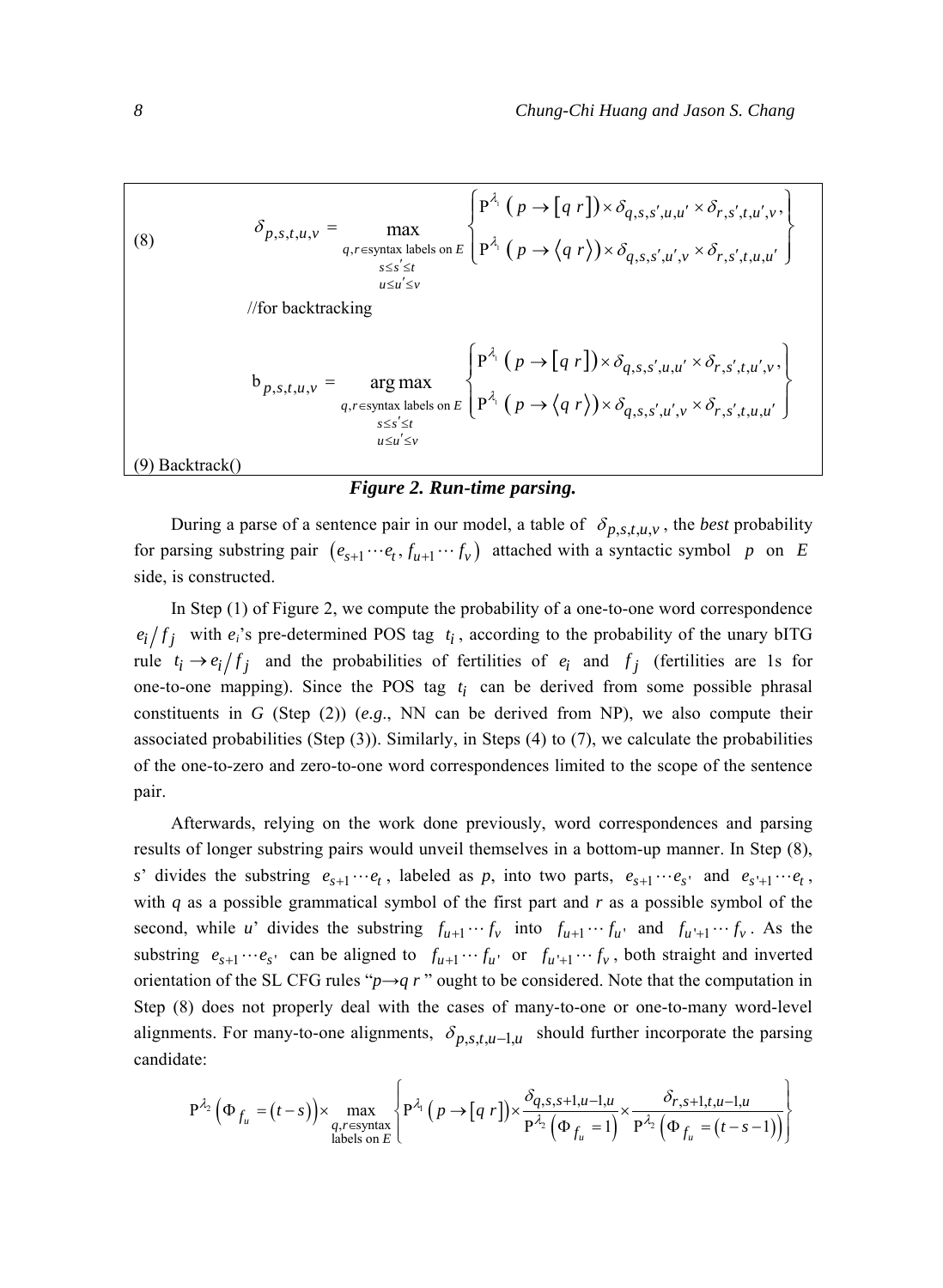(8)

$$\delta_{p,s,t,u,v} = \max_{\substack{q,r \in \text{syntax labels on } E \\ s \le s' \le t \\ u \le u' \le v}} \left\{ \begin{array}{l} \mathrm{P}^{\lambda_1}\left(p \to [q\ r]\right) \times \delta_{q,s,s',u,u'} \times \delta_{r,s',t,u',v}, \\ \mathrm{P}^{\lambda_1}\left(p \to \langle q\ r \rangle\right) \times \delta_{q,s,s',u',v} \times \delta_{r,s',t,u,u'} \end{array} \right\}$$

//for backtracking

$$\mathrm{b}_{p,s,t,u,v} = \arg\max_{\substack{q,r \in \text{syntax labels on } E \\ s \le s' \le t \\ u \le u' \le v}} \left\{ \begin{array}{l} \mathrm{P}^{\lambda_1}\left(p \to [q\ r]\right) \times \delta_{q,s,s',u,u'} \times \delta_{r,s',t,u',v}, \\ \mathrm{P}^{\lambda_1}\left(p \to \langle q\ r \rangle\right) \times \delta_{q,s,s',u',v} \times \delta_{r,s',t,u,u'} \end{array} \right\}$$

(9) Backtrack()

***Figure 2. Run-time parsing.***

During a parse of a sentence pair in our model, a table of $\delta_{p,s,t,u,v}$, the *best* probability for parsing substring pair $(e_{s+1} \cdots e_t, f_{u+1} \cdots f_v)$ attached with a syntactic symbol $p$ on $E$ side, is constructed.

In Step (1) of Figure 2, we compute the probability of a one-to-one word correspondence $e_i/f_j$ with $e_i$'s pre-determined POS tag $t_i$, according to the probability of the unary bITG rule $t_i \to e_i/f_j$ and the probabilities of fertilities of $e_i$ and $f_j$ (fertilities are 1s for one-to-one mapping). Since the POS tag $t_i$ can be derived from some possible phrasal constituents in *G* (Step (2)) (*e.g.*, NN can be derived from NP), we also compute their associated probabilities (Step (3)). Similarly, in Steps (4) to (7), we calculate the probabilities of the one-to-zero and zero-to-one word correspondences limited to the scope of the sentence pair.

Afterwards, relying on the work done previously, word correspondences and parsing results of longer substring pairs would unveil themselves in a bottom-up manner. In Step (8), *s*' divides the substring $e_{s+1} \cdots e_t$, labeled as *p*, into two parts, $e_{s+1} \cdots e_{s'}$ and $e_{s'+1} \cdots e_t$, with *q* as a possible grammatical symbol of the first part and *r* as a possible symbol of the second, while *u*' divides the substring $f_{u+1} \cdots f_v$ into $f_{u+1} \cdots f_{u'}$ and $f_{u'+1} \cdots f_v$. As the substring $e_{s+1} \cdots e_{s'}$ can be aligned to $f_{u+1} \cdots f_{u'}$ or $f_{u'+1} \cdots f_v$, both straight and inverted orientation of the SL CFG rules "*p→q r* " ought to be considered. Note that the computation in Step (8) does not properly deal with the cases of many-to-one or one-to-many word-level alignments. For many-to-one alignments, $\delta_{p,s,t,u-1,u}$ should further incorporate the parsing candidate:

$$\mathrm{P}^{\lambda_2}\left(\Phi_{f_u} = (t-s)\right) \times \max_{\substack{q,r \in \text{syntax} \\ \text{labels on } E}} \left\{ \mathrm{P}^{\lambda_1}\left(p \to [q\ r]\right) \times \frac{\delta_{q,s,s+1,u-1,u}}{\mathrm{P}^{\lambda_2}\left(\Phi_{f_u} = 1\right)} \times \frac{\delta_{r,s+1,t,u-1,u}}{\mathrm{P}^{\lambda_2}\left(\Phi_{f_u} = (t-s-1)\right)} \right\}$$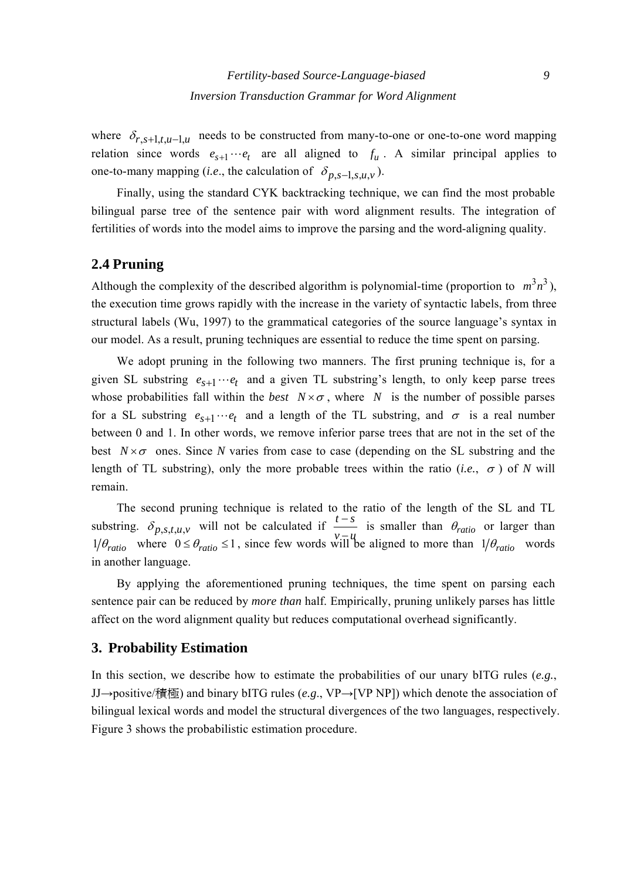where $\delta_{r,s+1,t,u-1,u}$ needs to be constructed from many-to-one or one-to-one word mapping relation since words $e_{s+1} \cdots e_t$ are all aligned to $f_u$. A similar principal applies to one-to-many mapping (*i.e*., the calculation of $\delta_{p,s-1,s,u,v}$).

Finally, using the standard CYK backtracking technique, we can find the most probable bilingual parse tree of the sentence pair with word alignment results. The integration of fertilities of words into the model aims to improve the parsing and the word-aligning quality.

## 2.4 Pruning

Although the complexity of the described algorithm is polynomial-time (proportion to $m^3 n^3$), the execution time grows rapidly with the increase in the variety of syntactic labels, from three structural labels (Wu, 1997) to the grammatical categories of the source language's syntax in our model. As a result, pruning techniques are essential to reduce the time spent on parsing.

We adopt pruning in the following two manners. The first pruning technique is, for a given SL substring $e_{s+1} \cdots e_t$ and a given TL substring's length, to only keep parse trees whose probabilities fall within the *best* $N \times \sigma$, where $N$ is the number of possible parses for a SL substring $e_{s+1} \cdots e_t$ and a length of the TL substring, and $\sigma$ is a real number between 0 and 1. In other words, we remove inferior parse trees that are not in the set of the best $N \times \sigma$ ones. Since $N$ varies from case to case (depending on the SL substring and the length of TL substring), only the more probable trees within the ratio (*i.e.*, $\sigma$) of $N$ will remain.

The second pruning technique is related to the ratio of the length of the SL and TL substring. $\delta_{p,s,t,u,v}$ will not be calculated if $\frac{t-s}{v-u}$ is smaller than $\theta_{ratio}$ or larger than $1/\theta_{ratio}$ where $0 \le \theta_{ratio} \le 1$, since few words will be aligned to more than $1/\theta_{ratio}$ words in another language.

By applying the aforementioned pruning techniques, the time spent on parsing each sentence pair can be reduced by *more than* half. Empirically, pruning unlikely parses has little affect on the word alignment quality but reduces computational overhead significantly.

# 3. Probability Estimation

In this section, we describe how to estimate the probabilities of our unary bITG rules (*e.g.*, JJ→positive/積極) and binary bITG rules (*e.g*., VP→[VP NP]) which denote the association of bilingual lexical words and model the structural divergences of the two languages, respectively. Figure 3 shows the probabilistic estimation procedure.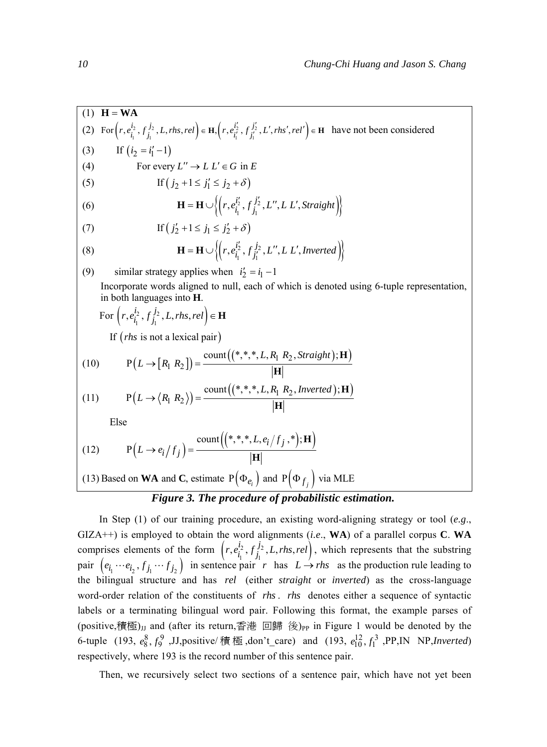(1) $\mathbf{H} = \mathbf{WA}$

(2) For $\left(r, e_{i_1}^{i_2}, f_{j_1}^{j_2}, L, rhs, rel\right) \in \mathbf{H}, \left(r, e_{i_1'}^{i_2'}, f_{j_1'}^{j_2'}, L', rhs', rel'\right) \in \mathbf{H}$ have not been considered

(3) If $\left(i_2 = i_1' - 1\right)$

(4) For every $L'' \rightarrow L\ L' \in G$ in $E$

(5) If $\left(j_2 + 1 \leq j_1' \leq j_2 + \delta\right)$

(6) $\mathbf{H} = \mathbf{H} \cup \left\{\left(r, e_{i_1}^{i_2'}, f_{j_1}^{j_2'}, L'', L\ L', Straight\right)\right\}$

(7) If $\left(j_2' + 1 \leq j_1 \leq j_2' + \delta\right)$

(8) $\mathbf{H} = \mathbf{H} \cup \left\{\left(r, e_{i_1}^{i_2'}, f_{j_1'}^{j_2}, L'', L\ L', Inverted\right)\right\}$

(9) similar strategy applies when $i_2' = i_1 - 1$

Incorporate words aligned to null, each of which is denoted using 6-tuple representation, in both languages into **H**.

For $\left(r, e_{i_1}^{i_2}, f_{j_1}^{j_2}, L, rhs, rel\right) \in \mathbf{H}$

If ($rhs$ is not a lexical pair)

(10) $$\mathrm{P}\left(L \rightarrow \left[R_1\ R_2\right]\right) = \frac{\mathrm{count}\left(\left(*, *, *, L, R_1\ R_2, Straight\right); \mathbf{H}\right)}{\left|\mathbf{H}\right|}$$

(11) $$\mathrm{P}\left(L \rightarrow \left\langle R_1\ R_2\right\rangle\right) = \frac{\mathrm{count}\left(\left(*, *, *, L, R_1\ R_2, Inverted\right); \mathbf{H}\right)}{\left|\mathbf{H}\right|}$$

Else

(12) $$\mathrm{P}\left(L \rightarrow e_i / f_j\right) = \frac{\mathrm{count}\left(\left(*, *, *, L, e_i / f_j, *\right); \mathbf{H}\right)}{\left|\mathbf{H}\right|}$$

(13) Based on **WA** and **C**, estimate $\mathrm{P}\left(\Phi_{e_i}\right)$ and $\mathrm{P}\left(\Phi_{f_j}\right)$ via MLE

***Figure 3. The procedure of probabilistic estimation.***

In Step (1) of our training procedure, an existing word-aligning strategy or tool (*e.g.*, GIZA++) is employed to obtain the word alignments (*i.e.*, **WA**) of a parallel corpus **C**. **WA** comprises elements of the form $\left(r, e_{i_1}^{i_2}, f_{j_1}^{j_2}, L, rhs, rel\right)$, which represents that the substring pair $\left(e_{i_1} \cdots e_{i_2}, f_{j_1} \cdots f_{j_2}\right)$ in sentence pair $r$ has $L \rightarrow rhs$ as the production rule leading to the bilingual structure and has $rel$ (either *straight* or *inverted*) as the cross-language word-order relation of the constituents of $rhs$. $rhs$ denotes either a sequence of syntactic labels or a terminating bilingual word pair. Following this format, the example parses of (positive,積極)$_{\mathrm{JJ}}$ and (after its return,香港 回歸 後)$_{\mathrm{PP}}$ in Figure 1 would be denoted by the 6-tuple (193, $e_8^8$, $f_9^9$ ,JJ,positive/積極,don't_care) and (193, $e_{10}^{12}$, $f_1^3$ ,PP,IN NP,*Inverted*) respectively, where 193 is the record number of this sentence pair.

Then, we recursively select two sections of a sentence pair, which have not yet been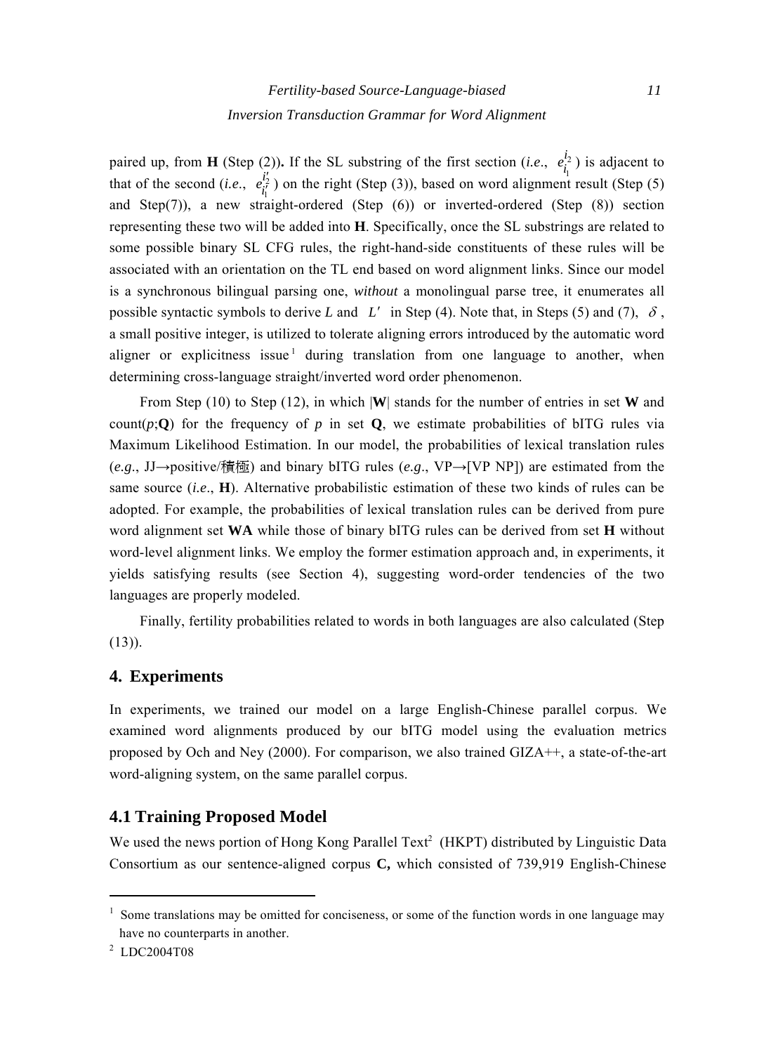paired up, from **H** (Step (2)). If the SL substring of the first section (*i.e.*, $e_{i_1}^{i_2}$) is adjacent to that of the second (*i.e.*, $e_{i_1'}^{i_2'}$) on the right (Step (3)), based on word alignment result (Step (5) and Step(7)), a new straight-ordered (Step (6)) or inverted-ordered (Step (8)) section representing these two will be added into **H**. Specifically, once the SL substrings are related to some possible binary SL CFG rules, the right-hand-side constituents of these rules will be associated with an orientation on the TL end based on word alignment links. Since our model is a synchronous bilingual parsing one, *without* a monolingual parse tree, it enumerates all possible syntactic symbols to derive $L$ and $L'$ in Step (4). Note that, in Steps (5) and (7), $\delta$, a small positive integer, is utilized to tolerate aligning errors introduced by the automatic word aligner or explicitness issue[1] during translation from one language to another, when determining cross-language straight/inverted word order phenomenon.

From Step (10) to Step (12), in which |**W**| stands for the number of entries in set **W** and count($p$;**Q**) for the frequency of $p$ in set **Q**, we estimate probabilities of bITG rules via Maximum Likelihood Estimation. In our model, the probabilities of lexical translation rules (*e.g*., JJ→positive/積極) and binary bITG rules (*e.g*., VP→[VP NP]) are estimated from the same source (*i.e*., **H**). Alternative probabilistic estimation of these two kinds of rules can be adopted. For example, the probabilities of lexical translation rules can be derived from pure word alignment set **WA** while those of binary bITG rules can be derived from set **H** without word-level alignment links. We employ the former estimation approach and, in experiments, it yields satisfying results (see Section 4), suggesting word-order tendencies of the two languages are properly modeled.

Finally, fertility probabilities related to words in both languages are also calculated (Step (13)).

## 4. Experiments

In experiments, we trained our model on a large English-Chinese parallel corpus. We examined word alignments produced by our bITG model using the evaluation metrics proposed by Och and Ney (2000). For comparison, we also trained GIZA++, a state-of-the-art word-aligning system, on the same parallel corpus.

### 4.1 Training Proposed Model

We used the news portion of Hong Kong Parallel Text[2] (HKPT) distributed by Linguistic Data Consortium as our sentence-aligned corpus **C,** which consisted of 739,919 English-Chinese

[1] Some translations may be omitted for conciseness, or some of the function words in one language may have no counterparts in another.

[2] LDC2004T08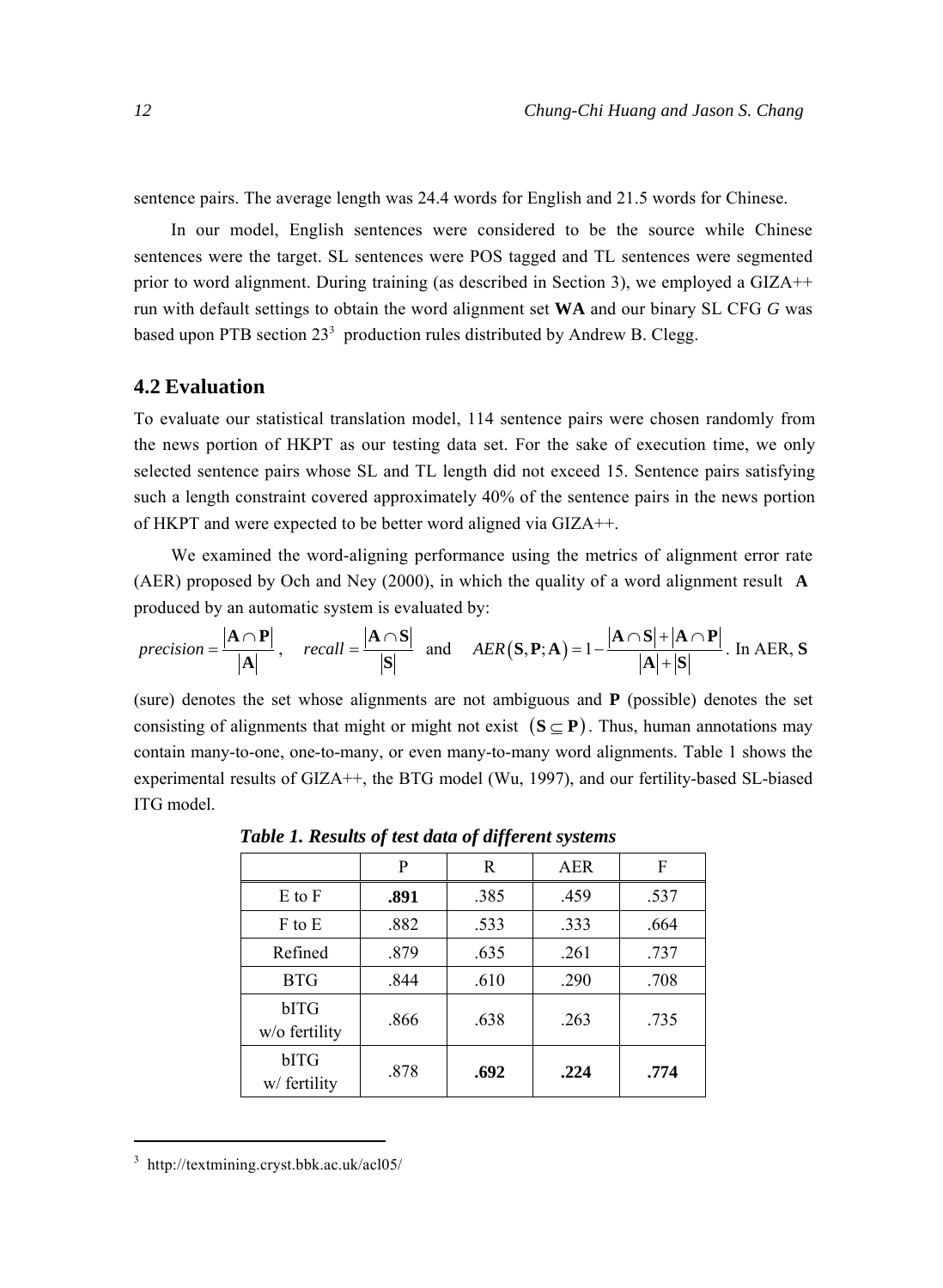sentence pairs. The average length was 24.4 words for English and 21.5 words for Chinese.

In our model, English sentences were considered to be the source while Chinese sentences were the target. SL sentences were POS tagged and TL sentences were segmented prior to word alignment. During training (as described in Section 3), we employed a GIZA++ run with default settings to obtain the word alignment set **WA** and our binary SL CFG *G* was based upon PTB section 23[3] production rules distributed by Andrew B. Clegg.

## 4.2 Evaluation

To evaluate our statistical translation model, 114 sentence pairs were chosen randomly from the news portion of HKPT as our testing data set. For the sake of execution time, we only selected sentence pairs whose SL and TL length did not exceed 15. Sentence pairs satisfying such a length constraint covered approximately 40% of the sentence pairs in the news portion of HKPT and were expected to be better word aligned via GIZA++.

We examined the word-aligning performance using the metrics of alignment error rate (AER) proposed by Och and Ney (2000), in which the quality of a word alignment result $\mathbf{A}$ produced by an automatic system is evaluated by:

$precision = \frac{|\mathbf{A} \cap \mathbf{P}|}{|\mathbf{A}|}$, $recall = \frac{|\mathbf{A} \cap \mathbf{S}|}{|\mathbf{S}|}$ and $AER(\mathbf{S}, \mathbf{P}; \mathbf{A}) = 1 - \frac{|\mathbf{A} \cap \mathbf{S}| + |\mathbf{A} \cap \mathbf{P}|}{|\mathbf{A}| + |\mathbf{S}|}$. In AER, $\mathbf{S}$ (sure) denotes the set whose alignments are not ambiguous and $\mathbf{P}$ (possible) denotes the set consisting of alignments that might or might not exist $(\mathbf{S} \subseteq \mathbf{P})$. Thus, human annotations may contain many-to-one, one-to-many, or even many-to-many word alignments. Table 1 shows the experimental results of GIZA++, the BTG model (Wu, 1997), and our fertility-based SL-biased ITG model.

***Table 1. Results of test data of different systems***

| | P | R | AER | F |
|---|---|---|---|---|
| E to F | **.891** | .385 | .459 | .537 |
| F to E | .882 | .533 | .333 | .664 |
| Refined | .879 | .635 | .261 | .737 |
| BTG | .844 | .610 | .290 | .708 |
| bITG w/o fertility | .866 | .638 | .263 | .735 |
| bITG w/ fertility | .878 | **.692** | **.224** | **.774** |

[3] http://textmining.cryst.bbk.ac.uk/acl05/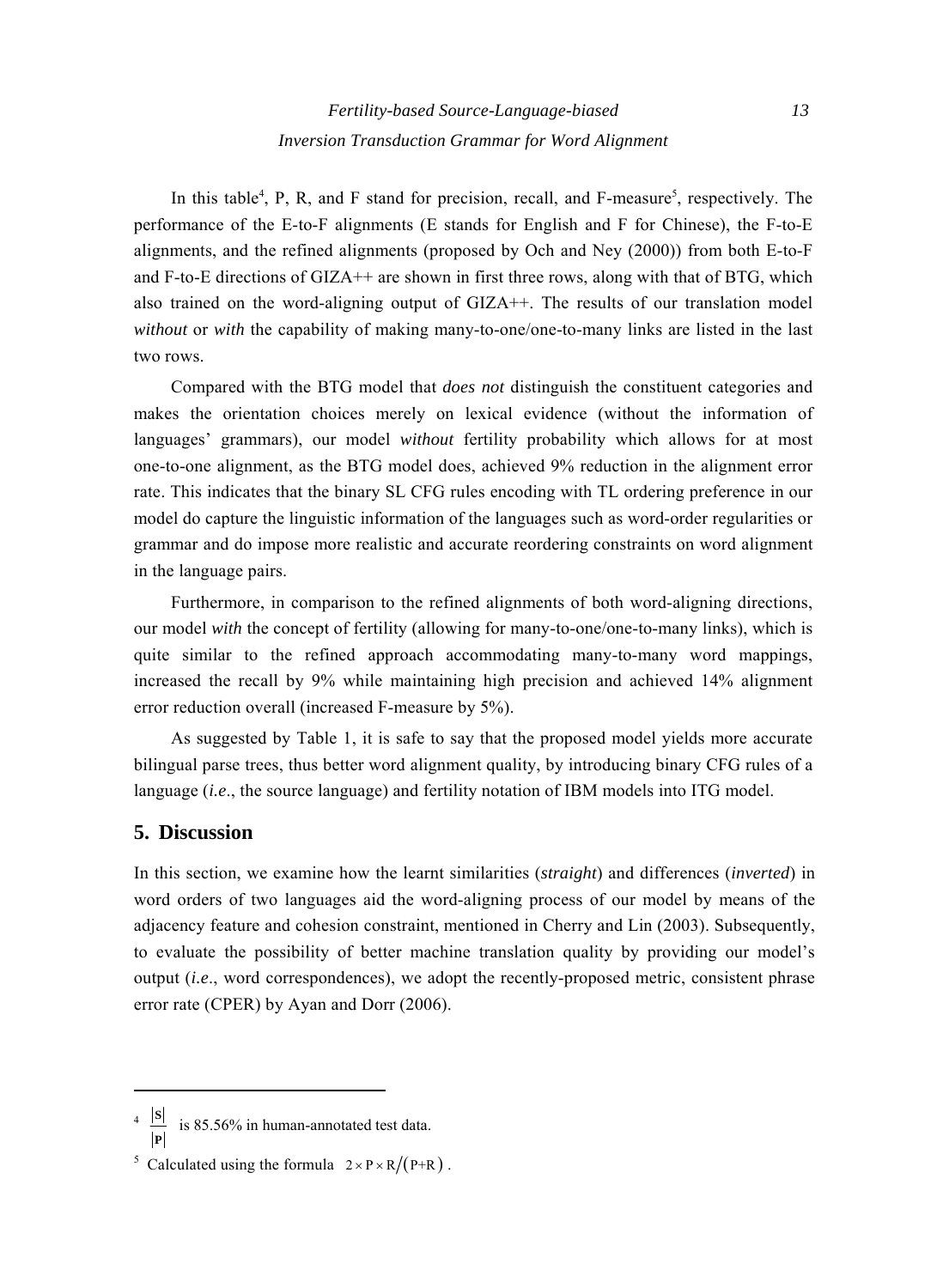In this table[4], P, R, and F stand for precision, recall, and F-measure[5], respectively. The performance of the E-to-F alignments (E stands for English and F for Chinese), the F-to-E alignments, and the refined alignments (proposed by Och and Ney (2000)) from both E-to-F and F-to-E directions of GIZA++ are shown in first three rows, along with that of BTG, which also trained on the word-aligning output of GIZA++. The results of our translation model *without* or *with* the capability of making many-to-one/one-to-many links are listed in the last two rows.

Compared with the BTG model that *does not* distinguish the constituent categories and makes the orientation choices merely on lexical evidence (without the information of languages' grammars), our model *without* fertility probability which allows for at most one-to-one alignment, as the BTG model does, achieved 9% reduction in the alignment error rate. This indicates that the binary SL CFG rules encoding with TL ordering preference in our model do capture the linguistic information of the languages such as word-order regularities or grammar and do impose more realistic and accurate reordering constraints on word alignment in the language pairs.

Furthermore, in comparison to the refined alignments of both word-aligning directions, our model *with* the concept of fertility (allowing for many-to-one/one-to-many links), which is quite similar to the refined approach accommodating many-to-many word mappings, increased the recall by 9% while maintaining high precision and achieved 14% alignment error reduction overall (increased F-measure by 5%).

As suggested by Table 1, it is safe to say that the proposed model yields more accurate bilingual parse trees, thus better word alignment quality, by introducing binary CFG rules of a language (*i.e*., the source language) and fertility notation of IBM models into ITG model.

## 5. Discussion

In this section, we examine how the learnt similarities (*straight*) and differences (*inverted*) in word orders of two languages aid the word-aligning process of our model by means of the adjacency feature and cohesion constraint, mentioned in Cherry and Lin (2003). Subsequently, to evaluate the possibility of better machine translation quality by providing our model's output (*i.e*., word correspondences), we adopt the recently-proposed metric, consistent phrase error rate (CPER) by Ayan and Dorr (2006).

---

[4] $\frac{|\mathbf{S}|}{|\mathbf{P}|}$ is 85.56% in human-annotated test data.

[5] Calculated using the formula $2 \times \mathrm{P} \times \mathrm{R} / (\mathrm{P}+\mathrm{R})$ .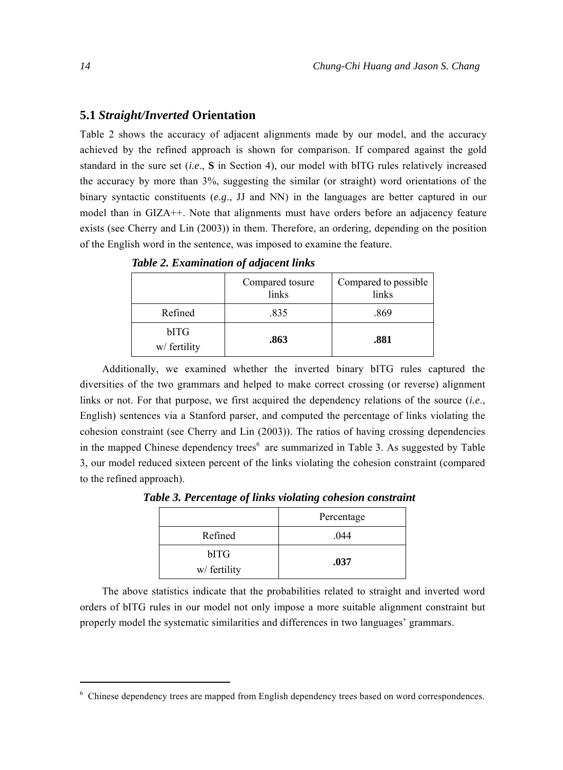## 5.1 *Straight/Inverted* Orientation

Table 2 shows the accuracy of adjacent alignments made by our model, and the accuracy achieved by the refined approach is shown for comparison. If compared against the gold standard in the sure set (*i.e*., **S** in Section 4), our model with bITG rules relatively increased the accuracy by more than 3%, suggesting the similar (or straight) word orientations of the binary syntactic constituents (*e.g*., JJ and NN) in the languages are better captured in our model than in GIZA++. Note that alignments must have orders before an adjacency feature exists (see Cherry and Lin (2003)) in them. Therefore, an ordering, depending on the position of the English word in the sentence, was imposed to examine the feature.

***Table 2. Examination of adjacent links***

| | Compared tosure links | Compared to possible links |
|---|---|---|
| Refined | .835 | .869 |
| bITG w/ fertility | **.863** | **.881** |

Additionally, we examined whether the inverted binary bITG rules captured the diversities of the two grammars and helped to make correct crossing (or reverse) alignment links or not. For that purpose, we first acquired the dependency relations of the source (*i.e*., English) sentences via a Stanford parser, and computed the percentage of links violating the cohesion constraint (see Cherry and Lin (2003)). The ratios of having crossing dependencies in the mapped Chinese dependency trees[6] are summarized in Table 3. As suggested by Table 3, our model reduced sixteen percent of the links violating the cohesion constraint (compared to the refined approach).

***Table 3. Percentage of links violating cohesion constraint***

| | Percentage |
|---|---|
| Refined | .044 |
| bITG w/ fertility | **.037** |

The above statistics indicate that the probabilities related to straight and inverted word orders of bITG rules in our model not only impose a more suitable alignment constraint but properly model the systematic similarities and differences in two languages' grammars.

---

[6] Chinese dependency trees are mapped from English dependency trees based on word correspondences.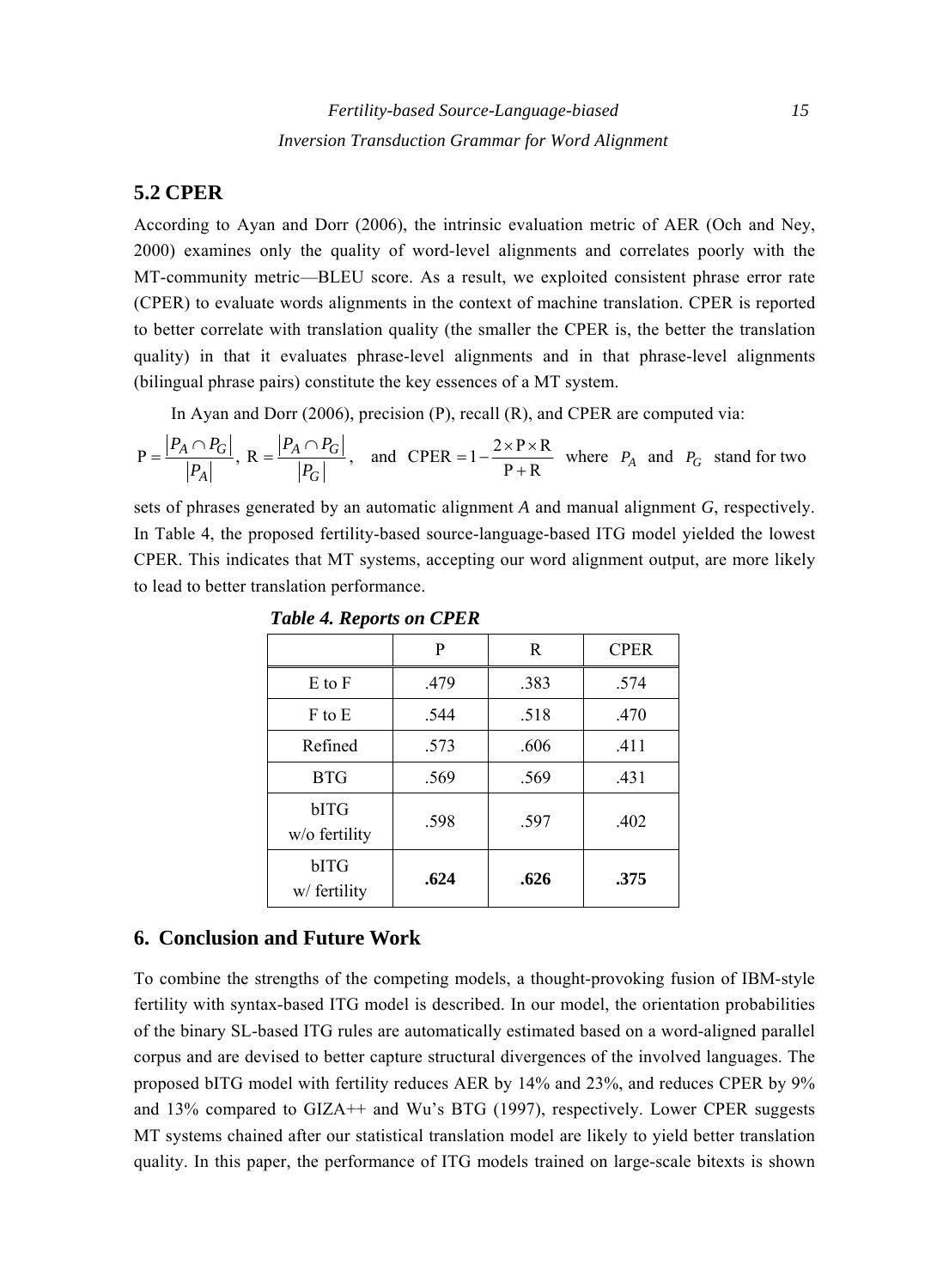## 5.2 CPER

According to Ayan and Dorr (2006), the intrinsic evaluation metric of AER (Och and Ney, 2000) examines only the quality of word-level alignments and correlates poorly with the MT-community metric—BLEU score. As a result, we exploited consistent phrase error rate (CPER) to evaluate words alignments in the context of machine translation. CPER is reported to better correlate with translation quality (the smaller the CPER is, the better the translation quality) in that it evaluates phrase-level alignments and in that phrase-level alignments (bilingual phrase pairs) constitute the key essences of a MT system.

In Ayan and Dorr (2006), precision (P), recall (R), and CPER are computed via:

$\mathrm{P} = \frac{|P_A \cap P_G|}{|P_A|}$, $\mathrm{R} = \frac{|P_A \cap P_G|}{|P_G|}$, and $\mathrm{CPER} = 1 - \frac{2 \times \mathrm{P} \times \mathrm{R}}{\mathrm{P} + \mathrm{R}}$ where $P_A$ and $P_G$ stand for two sets of phrases generated by an automatic alignment *A* and manual alignment *G*, respectively. In Table 4, the proposed fertility-based source-language-based ITG model yielded the lowest CPER. This indicates that MT systems, accepting our word alignment output, are more likely to lead to better translation performance.

***Table 4. Reports on CPER***

| | P | R | CPER |
|---|---|---|---|
| E to F | .479 | .383 | .574 |
| F to E | .544 | .518 | .470 |
| Refined | .573 | .606 | .411 |
| BTG | .569 | .569 | .431 |
| bITG w/o fertility | .598 | .597 | .402 |
| bITG w/ fertility | **.624** | **.626** | **.375** |

## 6. Conclusion and Future Work

To combine the strengths of the competing models, a thought-provoking fusion of IBM-style fertility with syntax-based ITG model is described. In our model, the orientation probabilities of the binary SL-based ITG rules are automatically estimated based on a word-aligned parallel corpus and are devised to better capture structural divergences of the involved languages. The proposed bITG model with fertility reduces AER by 14% and 23%, and reduces CPER by 9% and 13% compared to GIZA++ and Wu's BTG (1997), respectively. Lower CPER suggests MT systems chained after our statistical translation model are likely to yield better translation quality. In this paper, the performance of ITG models trained on large-scale bitexts is shown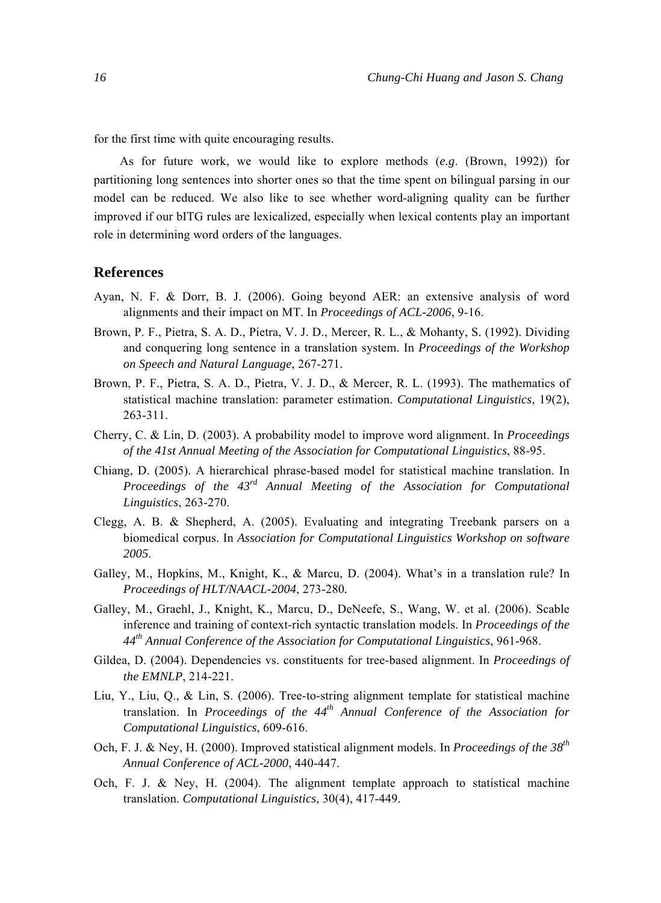for the first time with quite encouraging results.

As for future work, we would like to explore methods (*e.g*. (Brown, 1992)) for partitioning long sentences into shorter ones so that the time spent on bilingual parsing in our model can be reduced. We also like to see whether word-aligning quality can be further improved if our bITG rules are lexicalized, especially when lexical contents play an important role in determining word orders of the languages.

## References

Ayan, N. F. & Dorr, B. J. (2006). Going beyond AER: an extensive analysis of word alignments and their impact on MT. In *Proceedings of ACL-2006*, 9-16.

Brown, P. F., Pietra, S. A. D., Pietra, V. J. D., Mercer, R. L., & Mohanty, S. (1992). Dividing and conquering long sentence in a translation system. In *Proceedings of the Workshop on Speech and Natural Language*, 267-271.

Brown, P. F., Pietra, S. A. D., Pietra, V. J. D., & Mercer, R. L. (1993). The mathematics of statistical machine translation: parameter estimation. *Computational Linguistics*, 19(2), 263-311.

Cherry, C. & Lin, D. (2003). A probability model to improve word alignment. In *Proceedings of the 41st Annual Meeting of the Association for Computational Linguistics*, 88-95.

Chiang, D. (2005). A hierarchical phrase-based model for statistical machine translation. In *Proceedings of the 43rd Annual Meeting of the Association for Computational Linguistics*, 263-270.

Clegg, A. B. & Shepherd, A. (2005). Evaluating and integrating Treebank parsers on a biomedical corpus. In *Association for Computational Linguistics Workshop on software 2005*.

Galley, M., Hopkins, M., Knight, K., & Marcu, D. (2004). What's in a translation rule? In *Proceedings of HLT/NAACL-2004*, 273-280.

Galley, M., Graehl, J., Knight, K., Marcu, D., DeNeefe, S., Wang, W. et al. (2006). Scable inference and training of context-rich syntactic translation models. In *Proceedings of the 44th Annual Conference of the Association for Computational Linguistics*, 961-968.

Gildea, D. (2004). Dependencies vs. constituents for tree-based alignment. In *Proceedings of the EMNLP*, 214-221.

Liu, Y., Liu, Q., & Lin, S. (2006). Tree-to-string alignment template for statistical machine translation. In *Proceedings of the 44th Annual Conference of the Association for Computational Linguistics*, 609-616.

Och, F. J. & Ney, H. (2000). Improved statistical alignment models. In *Proceedings of the 38th Annual Conference of ACL-2000*, 440-447.

Och, F. J. & Ney, H. (2004). The alignment template approach to statistical machine translation. *Computational Linguistics*, 30(4), 417-449.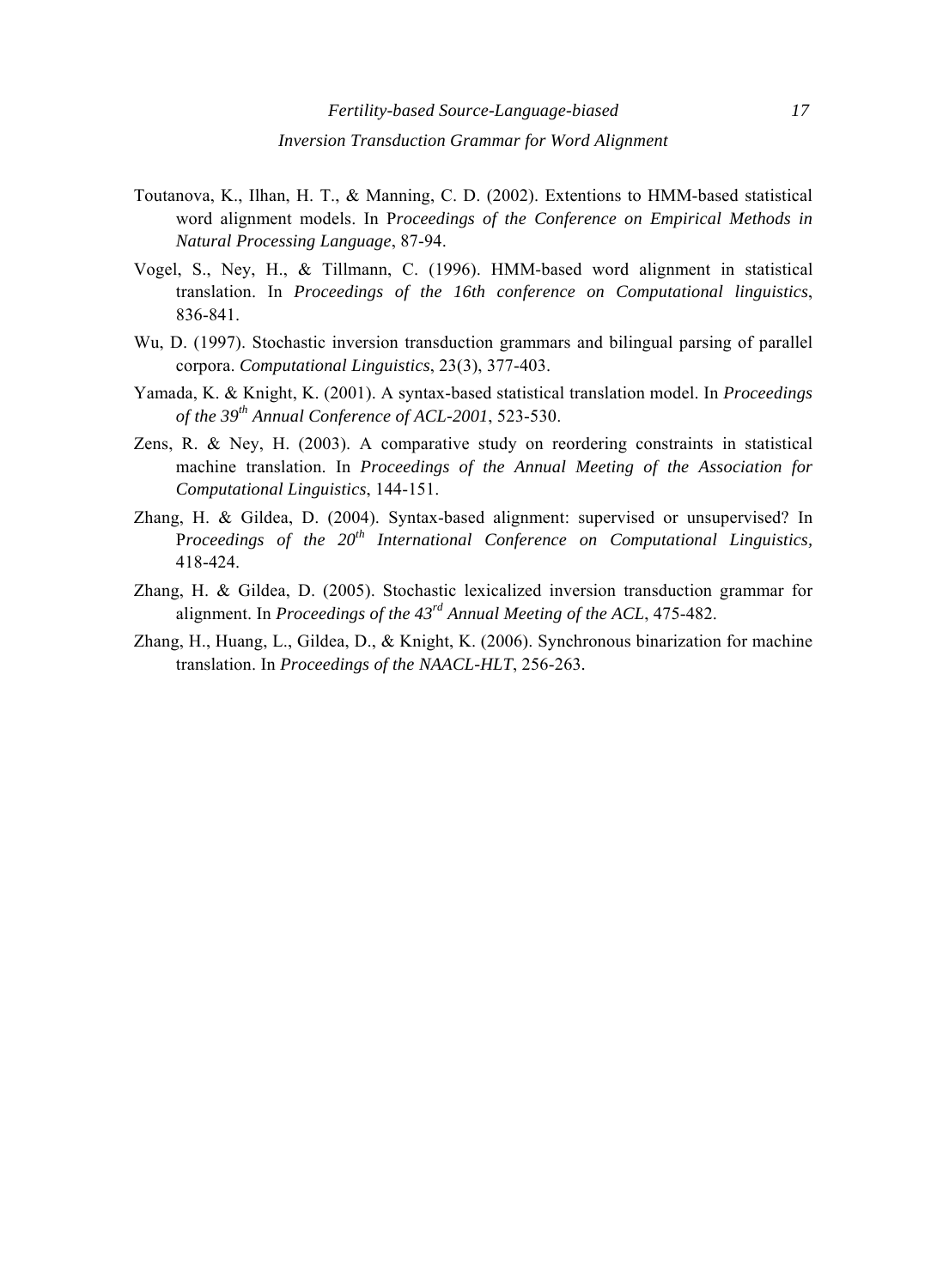Toutanova, K., Ilhan, H. T., & Manning, C. D. (2002). Extentions to HMM-based statistical word alignment models. In *Proceedings of the Conference on Empirical Methods in Natural Processing Language*, 87-94.

Vogel, S., Ney, H., & Tillmann, C. (1996). HMM-based word alignment in statistical translation. In *Proceedings of the 16th conference on Computational linguistics*, 836-841.

Wu, D. (1997). Stochastic inversion transduction grammars and bilingual parsing of parallel corpora. *Computational Linguistics*, 23(3), 377-403.

Yamada, K. & Knight, K. (2001). A syntax-based statistical translation model. In *Proceedings of the 39th Annual Conference of ACL-2001*, 523-530.

Zens, R. & Ney, H. (2003). A comparative study on reordering constraints in statistical machine translation. In *Proceedings of the Annual Meeting of the Association for Computational Linguistics*, 144-151.

Zhang, H. & Gildea, D. (2004). Syntax-based alignment: supervised or unsupervised? In *Proceedings of the 20th International Conference on Computational Linguistics,* 418-424.

Zhang, H. & Gildea, D. (2005). Stochastic lexicalized inversion transduction grammar for alignment. In *Proceedings of the 43rd Annual Meeting of the ACL*, 475-482.

Zhang, H., Huang, L., Gildea, D., & Knight, K. (2006). Synchronous binarization for machine translation. In *Proceedings of the NAACL-HLT*, 256-263.